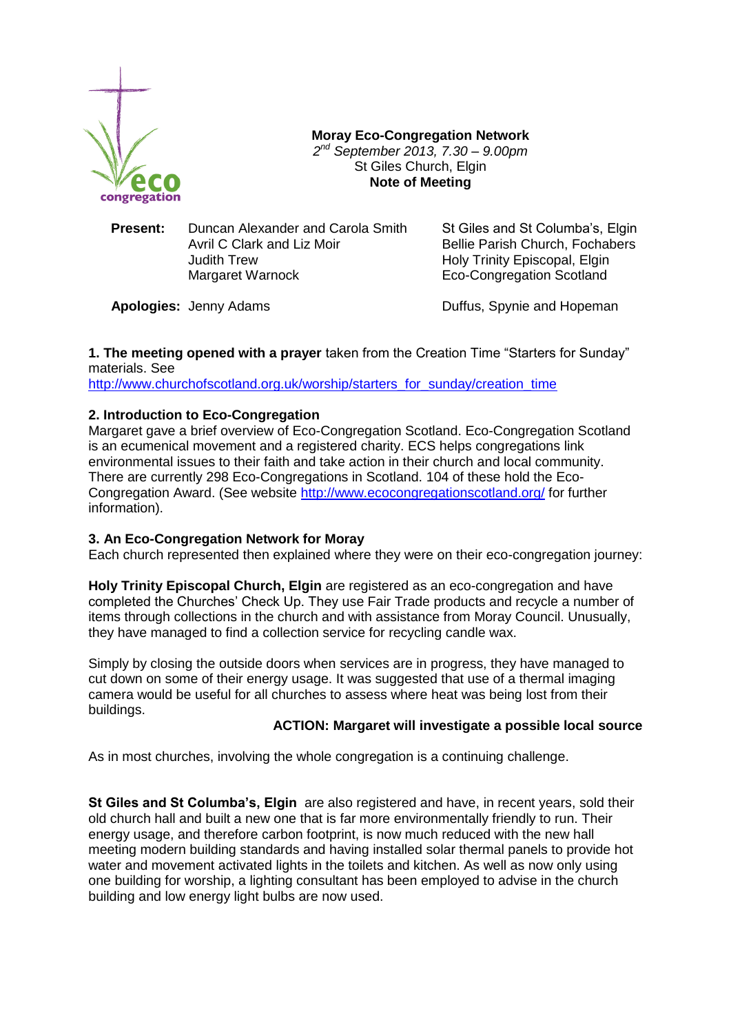**Moray Eco-Congregation Network**
*2nd September 2013, 7.30 – 9.00pm*
St Giles Church, Elgin
**Note of Meeting**

| | | |
|---|---|---|
| **Present:** | Duncan Alexander and Carola Smith | St Giles and St Columba's, Elgin |
| | Avril C Clark and Liz Moir | Bellie Parish Church, Fochabers |
| | Judith Trew | Holy Trinity Episcopal, Elgin |
| | Margaret Warnock | Eco-Congregation Scotland |
| **Apologies:** | Jenny Adams | Duffus, Spynie and Hopeman |

**1. The meeting opened with a prayer** taken from the Creation Time "Starters for Sunday" materials. See http://www.churchofscotland.org.uk/worship/starters_for_sunday/creation_time

**2. Introduction to Eco-Congregation**

Margaret gave a brief overview of Eco-Congregation Scotland. Eco-Congregation Scotland is an ecumenical movement and a registered charity. ECS helps congregations link environmental issues to their faith and take action in their church and local community. There are currently 298 Eco-Congregations in Scotland. 104 of these hold the Eco-Congregation Award. (See website http://www.ecocongregationscotland.org/ for further information).

**3. An Eco-Congregation Network for Moray**

Each church represented then explained where they were on their eco-congregation journey:

**Holy Trinity Episcopal Church, Elgin** are registered as an eco-congregation and have completed the Churches' Check Up. They use Fair Trade products and recycle a number of items through collections in the church and with assistance from Moray Council. Unusually, they have managed to find a collection service for recycling candle wax.

Simply by closing the outside doors when services are in progress, they have managed to cut down on some of their energy usage. It was suggested that use of a thermal imaging camera would be useful for all churches to assess where heat was being lost from their buildings.

**ACTION: Margaret will investigate a possible local source**

As in most churches, involving the whole congregation is a continuing challenge.

**St Giles and St Columba's, Elgin** are also registered and have, in recent years, sold their old church hall and built a new one that is far more environmentally friendly to run. Their energy usage, and therefore carbon footprint, is now much reduced with the new hall meeting modern building standards and having installed solar thermal panels to provide hot water and movement activated lights in the toilets and kitchen. As well as now only using one building for worship, a lighting consultant has been employed to advise in the church building and low energy light bulbs are now used.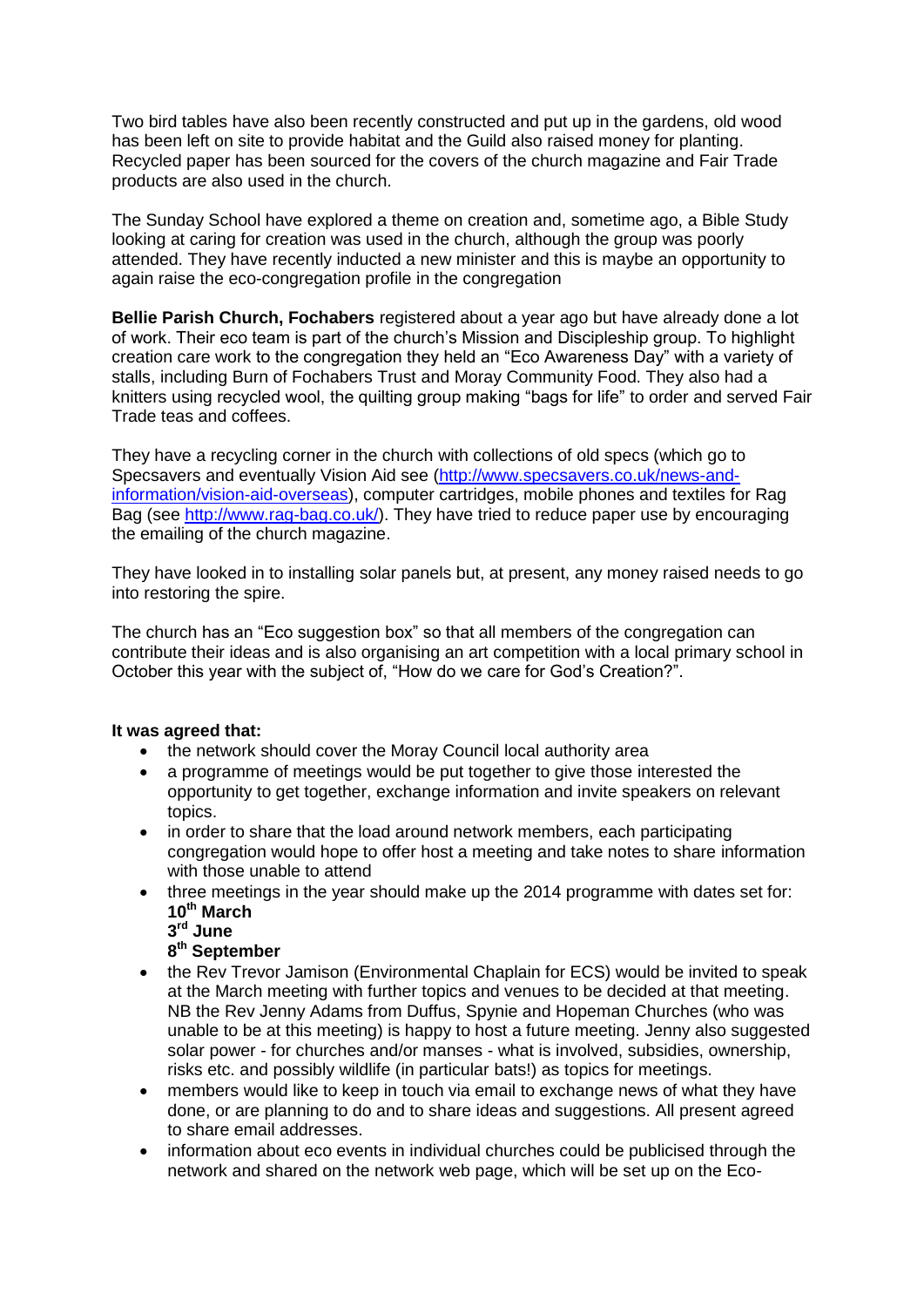Two bird tables have also been recently constructed and put up in the gardens, old wood has been left on site to provide habitat and the Guild also raised money for planting. Recycled paper has been sourced for the covers of the church magazine and Fair Trade products are also used in the church.

The Sunday School have explored a theme on creation and, sometime ago, a Bible Study looking at caring for creation was used in the church, although the group was poorly attended. They have recently inducted a new minister and this is maybe an opportunity to again raise the eco-congregation profile in the congregation

**Bellie Parish Church, Fochabers** registered about a year ago but have already done a lot of work. Their eco team is part of the church's Mission and Discipleship group. To highlight creation care work to the congregation they held an "Eco Awareness Day" with a variety of stalls, including Burn of Fochabers Trust and Moray Community Food. They also had a knitters using recycled wool, the quilting group making "bags for life" to order and served Fair Trade teas and coffees.

They have a recycling corner in the church with collections of old specs (which go to Specsavers and eventually Vision Aid see (http://www.specsavers.co.uk/news-and-information/vision-aid-overseas), computer cartridges, mobile phones and textiles for Rag Bag (see http://www.rag-bag.co.uk/). They have tried to reduce paper use by encouraging the emailing of the church magazine.

They have looked in to installing solar panels but, at present, any money raised needs to go into restoring the spire.

The church has an "Eco suggestion box" so that all members of the congregation can contribute their ideas and is also organising an art competition with a local primary school in October this year with the subject of, "How do we care for God's Creation?".

**It was agreed that:**

- the network should cover the Moray Council local authority area
- a programme of meetings would be put together to give those interested the opportunity to get together, exchange information and invite speakers on relevant topics.
- in order to share that the load around network members, each participating congregation would hope to offer host a meeting and take notes to share information with those unable to attend
- three meetings in the year should make up the 2014 programme with dates set for:
  **10th March**
  **3rd June**
  **8th September**
- the Rev Trevor Jamison (Environmental Chaplain for ECS) would be invited to speak at the March meeting with further topics and venues to be decided at that meeting. NB the Rev Jenny Adams from Duffus, Spynie and Hopeman Churches (who was unable to be at this meeting) is happy to host a future meeting. Jenny also suggested solar power - for churches and/or manses - what is involved, subsidies, ownership, risks etc. and possibly wildlife (in particular bats!) as topics for meetings.
- members would like to keep in touch via email to exchange news of what they have done, or are planning to do and to share ideas and suggestions. All present agreed to share email addresses.
- information about eco events in individual churches could be publicised through the network and shared on the network web page, which will be set up on the Eco-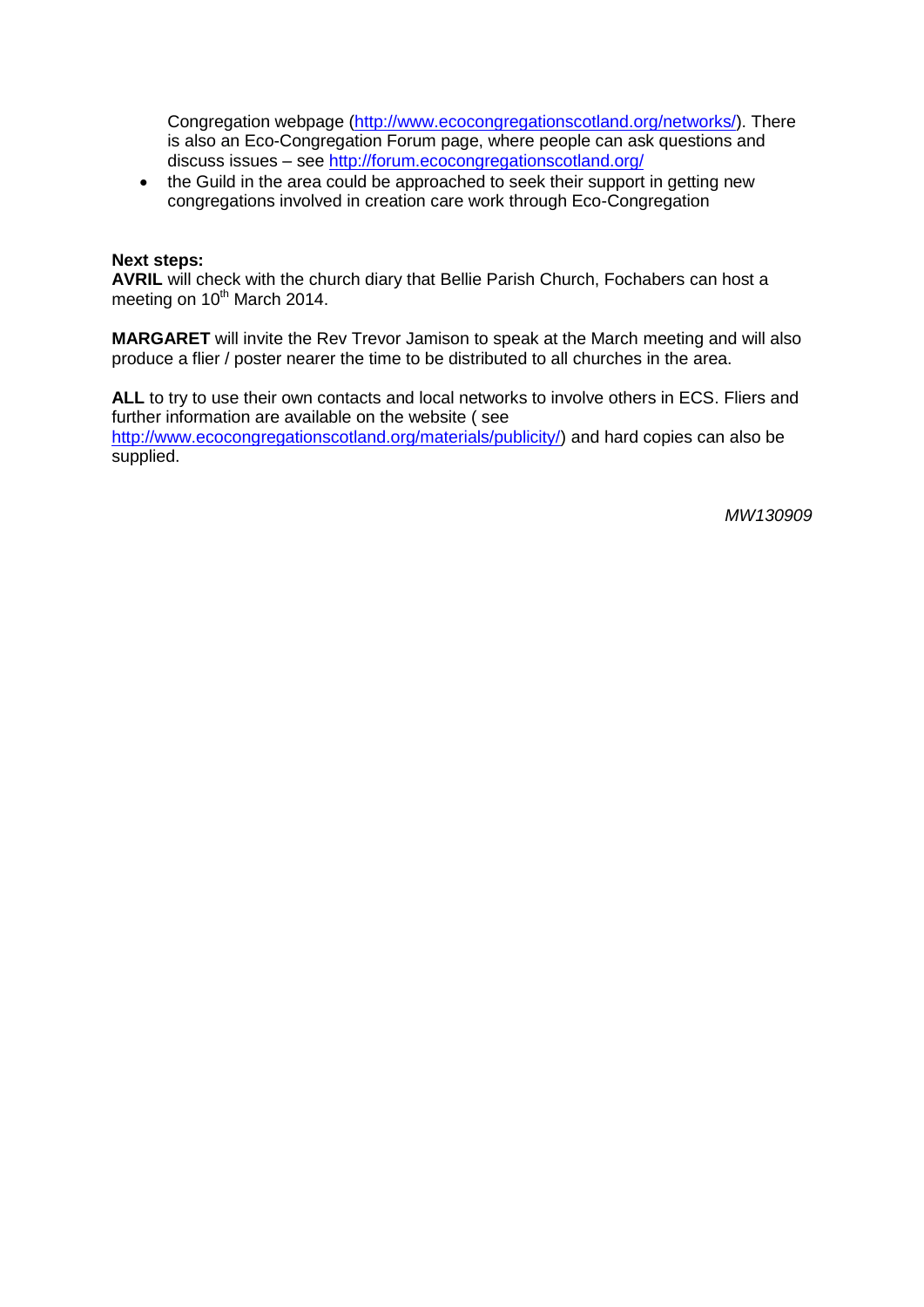Congregation webpage (http://www.ecocongregationscotland.org/networks/). There is also an Eco-Congregation Forum page, where people can ask questions and discuss issues – see http://forum.ecocongregationscotland.org/

- the Guild in the area could be approached to seek their support in getting new congregations involved in creation care work through Eco-Congregation

**Next steps:**

**AVRIL** will check with the church diary that Bellie Parish Church, Fochabers can host a meeting on 10th March 2014.

**MARGARET** will invite the Rev Trevor Jamison to speak at the March meeting and will also produce a flier / poster nearer the time to be distributed to all churches in the area.

**ALL** to try to use their own contacts and local networks to involve others in ECS. Fliers and further information are available on the website ( see http://www.ecocongregationscotland.org/materials/publicity/) and hard copies can also be supplied.

*MW130909*